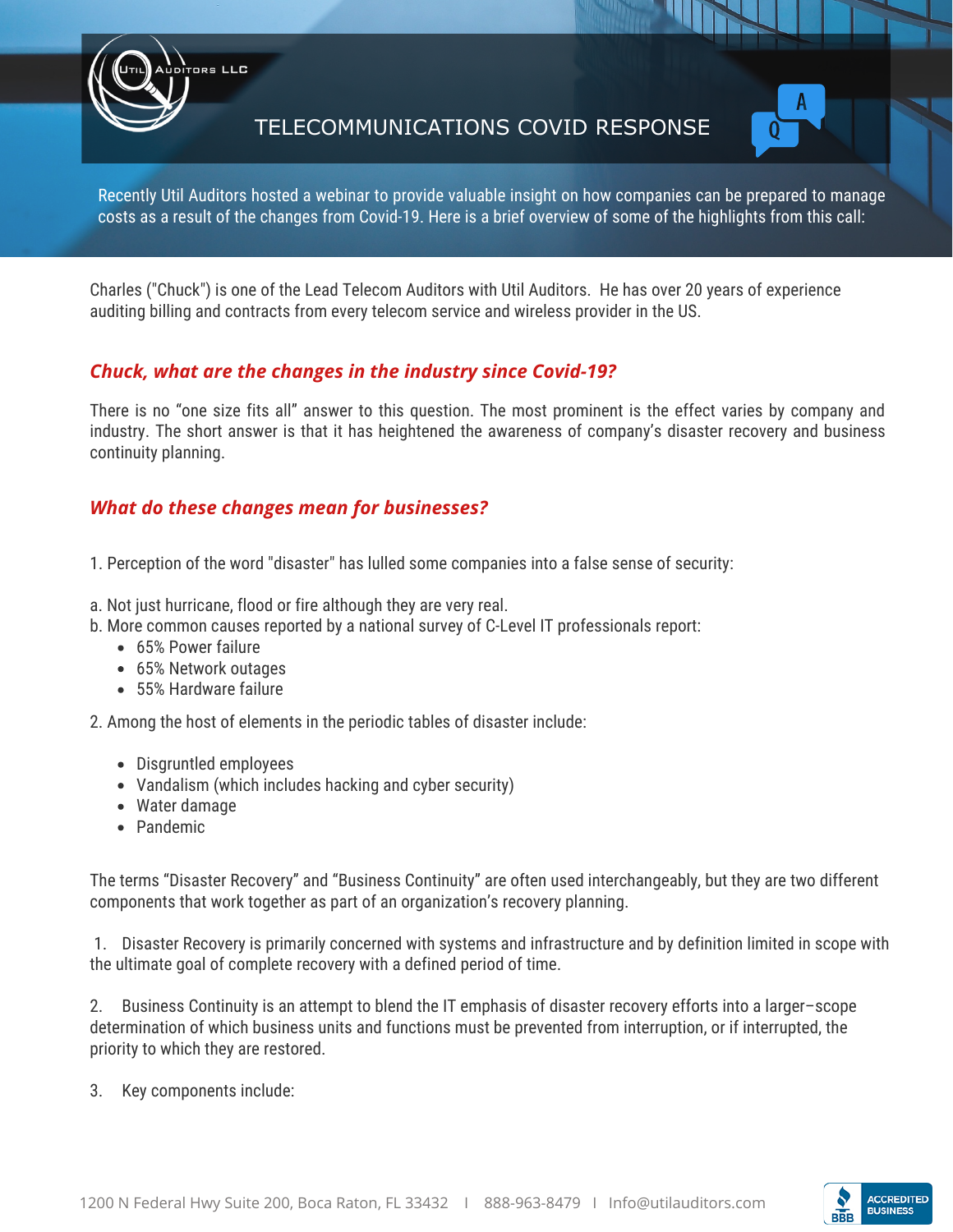# TELECOMMUNICATIONS COVID RESPONSE

Recently Util Auditors hosted a webinar to provide valuable insight on how companies can be prepared to manage costs as a result of the changes from Covid-19. Here is a brief overview of some of the highlights from this call:

Charles ("Chuck") is one of the Lead Telecom Auditors with Util Auditors. He has over 20 years of experience auditing billing and contracts from every telecom service and wireless provider in the US.

### *Chuck, what are the changes in the industry since Covid-19?*

There is no "one size fits all" answer to this question. The most prominent is the effect varies by company and industry. The short answer is that it has heightened the awareness of company's disaster recovery and business continuity planning.

### *What do these changes mean for businesses?*

1. Perception of the word "disaster" has lulled some companies into a false sense of security:

a. Not just hurricane, flood or fire although they are very real.
b. More common causes reported by a national survey of C-Level IT professionals report:

- 65% Power failure
- 65% Network outages
- 55% Hardware failure

2. Among the host of elements in the periodic tables of disaster include:

- Disgruntled employees
- Vandalism (which includes hacking and cyber security)
- Water damage
- Pandemic

The terms "Disaster Recovery" and "Business Continuity" are often used interchangeably, but they are two different components that work together as part of an organization's recovery planning.

1. Disaster Recovery is primarily concerned with systems and infrastructure and by definition limited in scope with the ultimate goal of complete recovery with a defined period of time.

2. Business Continuity is an attempt to blend the IT emphasis of disaster recovery efforts into a larger–scope determination of which business units and functions must be prevented from interruption, or if interrupted, the priority to which they are restored.

3. Key components include: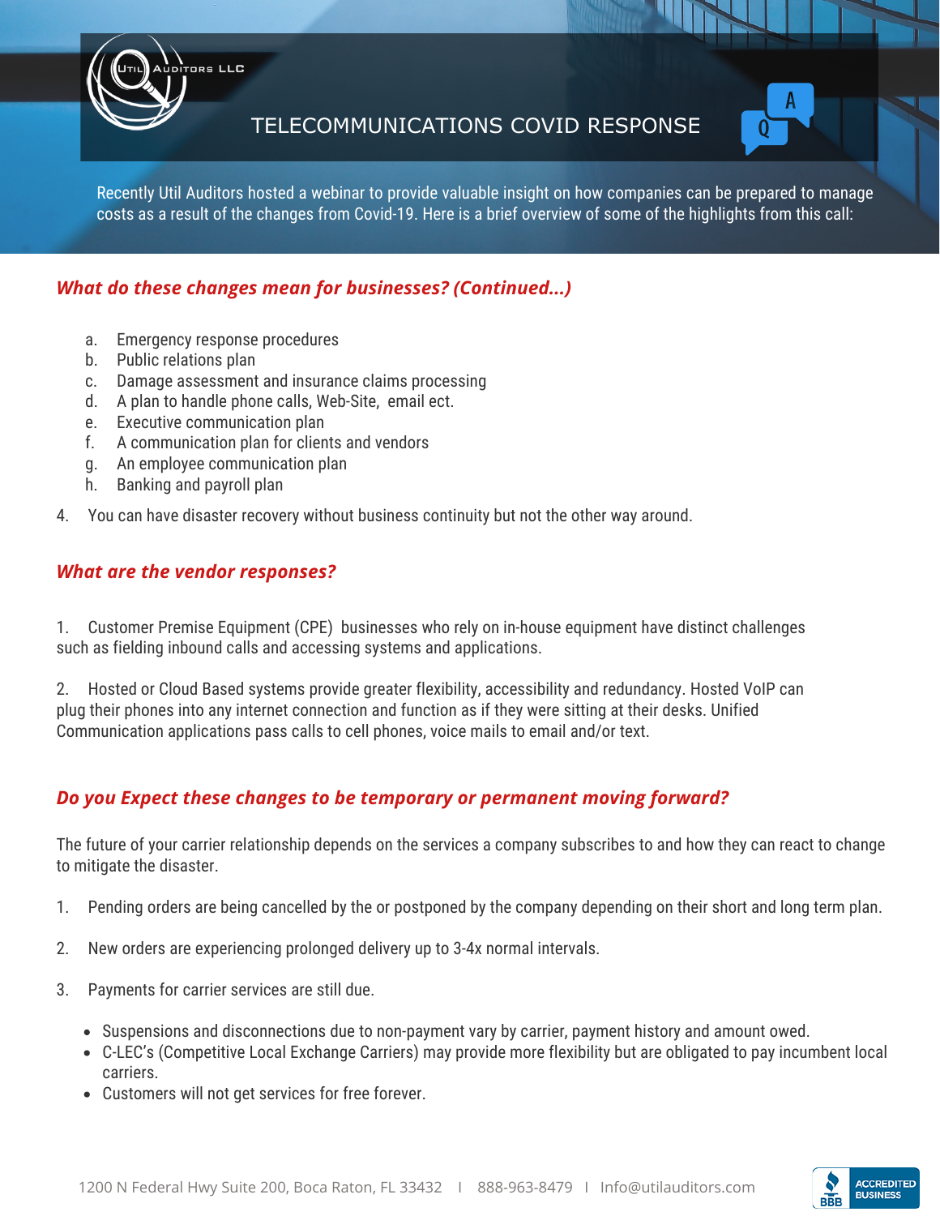# TELECOMMUNICATIONS COVID RESPONSE

Recently Util Auditors hosted a webinar to provide valuable insight on how companies can be prepared to manage costs as a result of the changes from Covid-19. Here is a brief overview of some of the highlights from this call:

## *What do these changes mean for businesses? (Continued...)*

a. Emergency response procedures
b. Public relations plan
c. Damage assessment and insurance claims processing
d. A plan to handle phone calls, Web-Site, email ect.
e. Executive communication plan
f. A communication plan for clients and vendors
g. An employee communication plan
h. Banking and payroll plan

4. You can have disaster recovery without business continuity but not the other way around.

## *What are the vendor responses?*

1. Customer Premise Equipment (CPE) businesses who rely on in-house equipment have distinct challenges such as fielding inbound calls and accessing systems and applications.

2. Hosted or Cloud Based systems provide greater flexibility, accessibility and redundancy. Hosted VoIP can plug their phones into any internet connection and function as if they were sitting at their desks. Unified Communication applications pass calls to cell phones, voice mails to email and/or text.

## *Do you Expect these changes to be temporary or permanent moving forward?*

The future of your carrier relationship depends on the services a company subscribes to and how they can react to change to mitigate the disaster.

1. Pending orders are being cancelled by the or postponed by the company depending on their short and long term plan.

2. New orders are experiencing prolonged delivery up to 3-4x normal intervals.

3. Payments for carrier services are still due.

    - Suspensions and disconnections due to non-payment vary by carrier, payment history and amount owed.
    - C-LEC's (Competitive Local Exchange Carriers) may provide more flexibility but are obligated to pay incumbent local carriers.
    - Customers will not get services for free forever.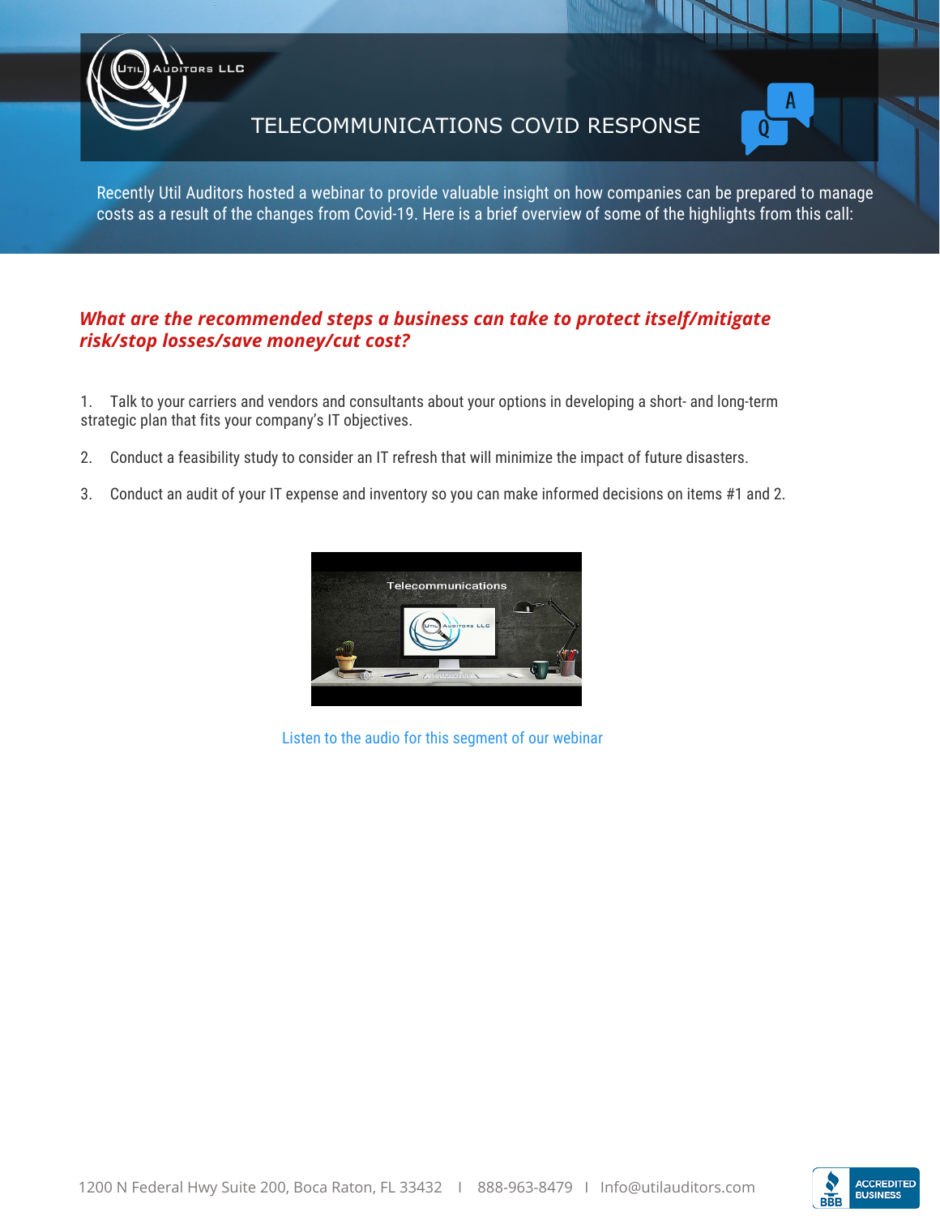# TELECOMMUNICATIONS COVID RESPONSE

Recently Util Auditors hosted a webinar to provide valuable insight on how companies can be prepared to manage costs as a result of the changes from Covid-19. Here is a brief overview of some of the highlights from this call:

## *What are the recommended steps a business can take to protect itself/mitigate risk/stop losses/save money/cut cost?*

1. Talk to your carriers and vendors and consultants about your options in developing a short- and long-term strategic plan that fits your company's IT objectives.
2. Conduct a feasibility study to consider an IT refresh that will minimize the impact of future disasters.
3. Conduct an audit of your IT expense and inventory so you can make informed decisions on items #1 and 2.

Listen to the audio for this segment of our webinar

1200 N Federal Hwy Suite 200, Boca Raton, FL 33432 I 888-963-8479 I Info@utilauditors.com